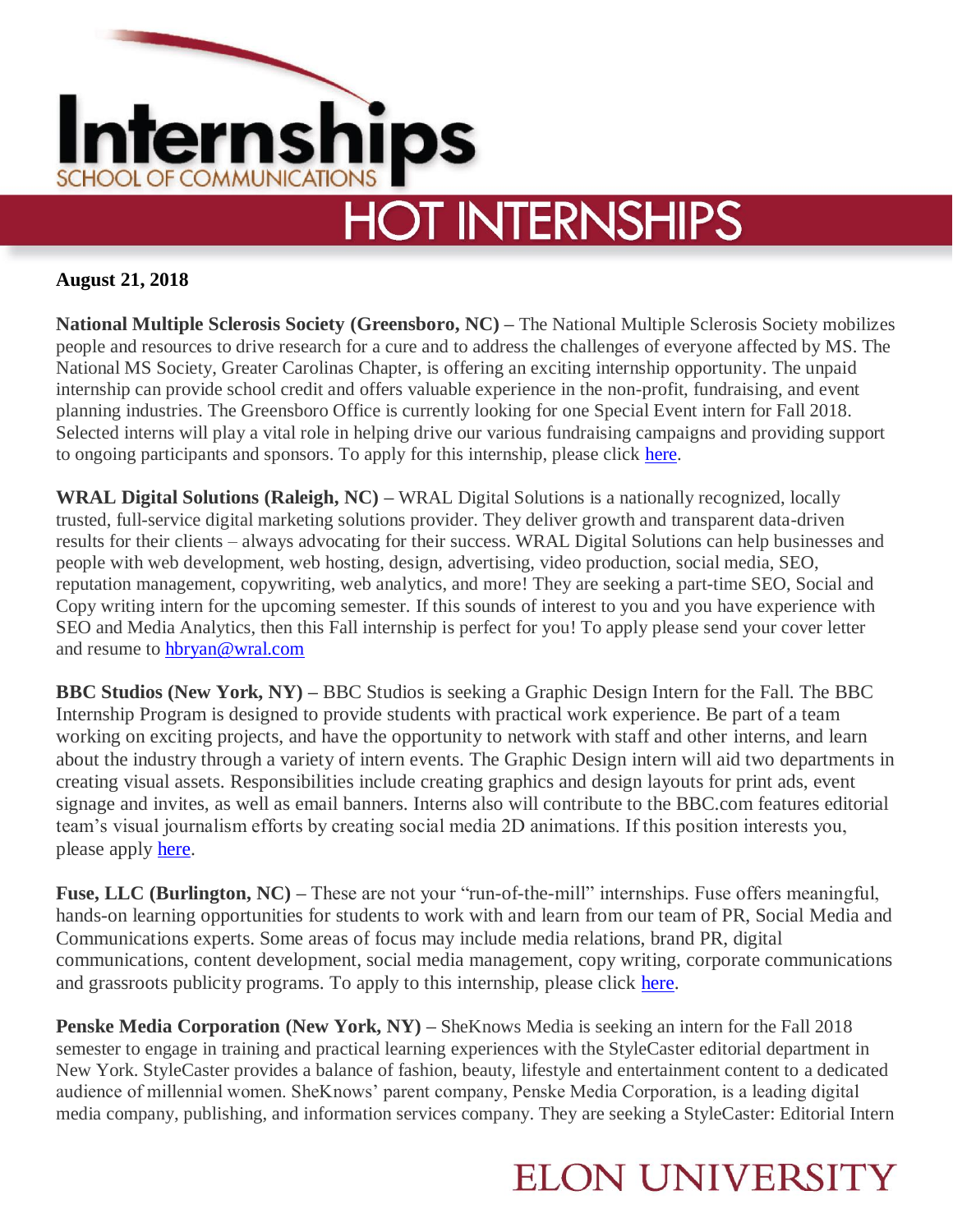# Internships

SCHOOL OF COMMUNICATIONS

## HOT INTERNSHIPS

**August 21, 2018**

**National Multiple Sclerosis Society (Greensboro, NC) –** The National Multiple Sclerosis Society mobilizes people and resources to drive research for a cure and to address the challenges of everyone affected by MS. The National MS Society, Greater Carolinas Chapter, is offering an exciting internship opportunity. The unpaid internship can provide school credit and offers valuable experience in the non-profit, fundraising, and event planning industries. The Greensboro Office is currently looking for one Special Event intern for Fall 2018. Selected interns will play a vital role in helping drive our various fundraising campaigns and providing support to ongoing participants and sponsors. To apply for this internship, please click here.

**WRAL Digital Solutions (Raleigh, NC) –** WRAL Digital Solutions is a nationally recognized, locally trusted, full-service digital marketing solutions provider. They deliver growth and transparent data-driven results for their clients – always advocating for their success. WRAL Digital Solutions can help businesses and people with web development, web hosting, design, advertising, video production, social media, SEO, reputation management, copywriting, web analytics, and more! They are seeking a part-time SEO, Social and Copy writing intern for the upcoming semester. If this sounds of interest to you and you have experience with SEO and Media Analytics, then this Fall internship is perfect for you! To apply please send your cover letter and resume to hbryan@wral.com

**BBC Studios (New York, NY) –** BBC Studios is seeking a Graphic Design Intern for the Fall. The BBC Internship Program is designed to provide students with practical work experience. Be part of a team working on exciting projects, and have the opportunity to network with staff and other interns, and learn about the industry through a variety of intern events. The Graphic Design intern will aid two departments in creating visual assets. Responsibilities include creating graphics and design layouts for print ads, event signage and invites, as well as email banners. Interns also will contribute to the BBC.com features editorial team's visual journalism efforts by creating social media 2D animations. If this position interests you, please apply here.

**Fuse, LLC (Burlington, NC) –** These are not your "run-of-the-mill" internships. Fuse offers meaningful, hands-on learning opportunities for students to work with and learn from our team of PR, Social Media and Communications experts. Some areas of focus may include media relations, brand PR, digital communications, content development, social media management, copy writing, corporate communications and grassroots publicity programs. To apply to this internship, please click here.

**Penske Media Corporation (New York, NY) –** SheKnows Media is seeking an intern for the Fall 2018 semester to engage in training and practical learning experiences with the StyleCaster editorial department in New York. StyleCaster provides a balance of fashion, beauty, lifestyle and entertainment content to a dedicated audience of millennial women. SheKnows' parent company, Penske Media Corporation, is a leading digital media company, publishing, and information services company. They are seeking a StyleCaster: Editorial Intern

ELON UNIVERSITY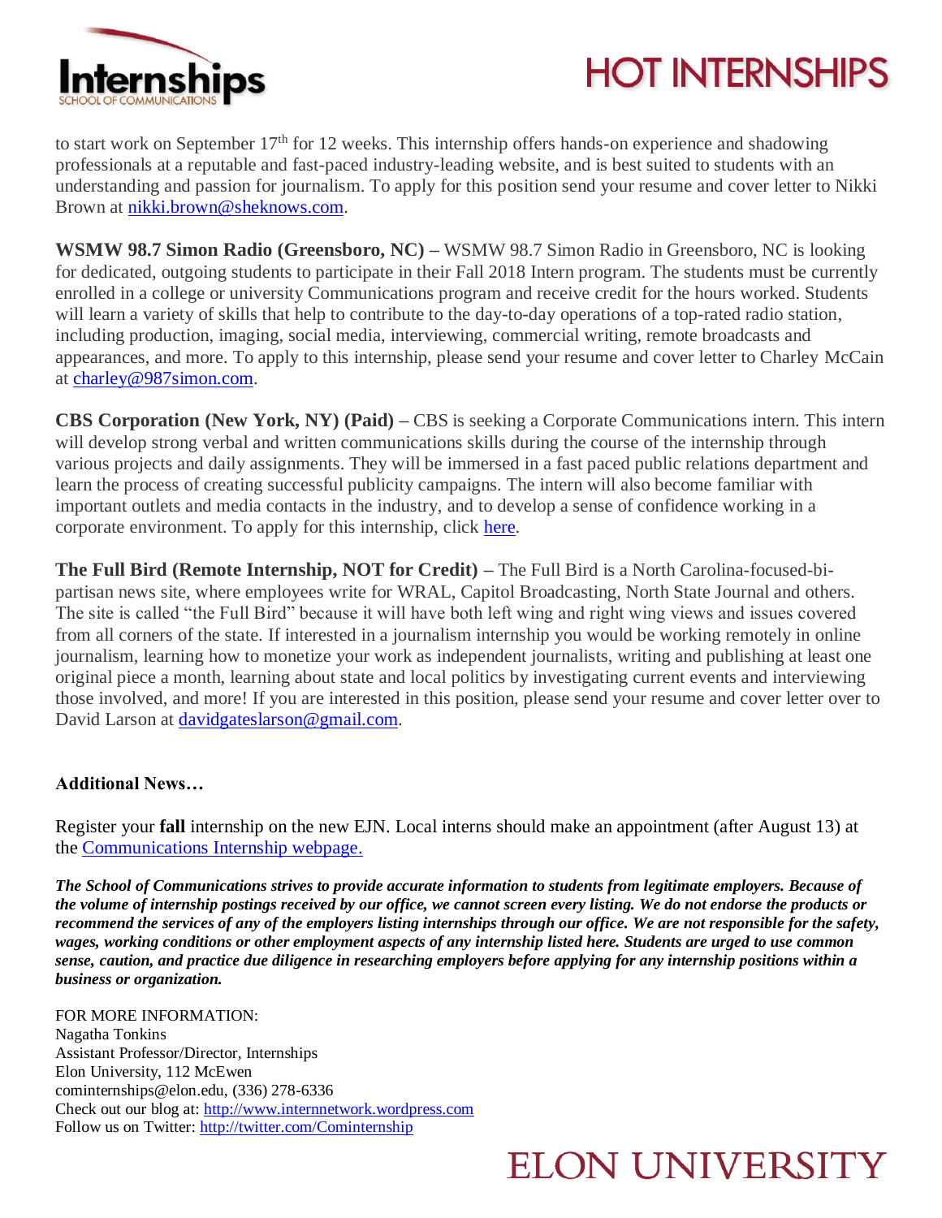to start work on September 17th for 12 weeks. This internship offers hands-on experience and shadowing professionals at a reputable and fast-paced industry-leading website, and is best suited to students with an understanding and passion for journalism. To apply for this position send your resume and cover letter to Nikki Brown at nikki.brown@sheknows.com.

**WSMW 98.7 Simon Radio (Greensboro, NC) –** WSMW 98.7 Simon Radio in Greensboro, NC is looking for dedicated, outgoing students to participate in their Fall 2018 Intern program. The students must be currently enrolled in a college or university Communications program and receive credit for the hours worked. Students will learn a variety of skills that help to contribute to the day-to-day operations of a top-rated radio station, including production, imaging, social media, interviewing, commercial writing, remote broadcasts and appearances, and more. To apply to this internship, please send your resume and cover letter to Charley McCain at charley@987simon.com.

**CBS Corporation (New York, NY) (Paid) –** CBS is seeking a Corporate Communications intern. This intern will develop strong verbal and written communications skills during the course of the internship through various projects and daily assignments. They will be immersed in a fast paced public relations department and learn the process of creating successful publicity campaigns. The intern will also become familiar with important outlets and media contacts in the industry, and to develop a sense of confidence working in a corporate environment. To apply for this internship, click here.

**The Full Bird (Remote Internship, NOT for Credit) –** The Full Bird is a North Carolina-focused-bi-partisan news site, where employees write for WRAL, Capitol Broadcasting, North State Journal and others. The site is called "the Full Bird" because it will have both left wing and right wing views and issues covered from all corners of the state. If interested in a journalism internship you would be working remotely in online journalism, learning how to monetize your work as independent journalists, writing and publishing at least one original piece a month, learning about state and local politics by investigating current events and interviewing those involved, and more! If you are interested in this position, please send your resume and cover letter over to David Larson at davidgateslarson@gmail.com.

**Additional News…**

Register your **fall** internship on the new EJN. Local interns should make an appointment (after August 13) at the Communications Internship webpage.

***The School of Communications strives to provide accurate information to students from legitimate employers. Because of the volume of internship postings received by our office, we cannot screen every listing. We do not endorse the products or recommend the services of any of the employers listing internships through our office. We are not responsible for the safety, wages, working conditions or other employment aspects of any internship listed here. Students are urged to use common sense, caution, and practice due diligence in researching employers before applying for any internship positions within a business or organization.***

FOR MORE INFORMATION:
Nagatha Tonkins
Assistant Professor/Director, Internships
Elon University, 112 McEwen
cominternships@elon.edu, (336) 278-6336
Check out our blog at: http://www.internetwork.wordpress.com
Follow us on Twitter: http://twitter.com/Cominternship

ELON UNIVERSITY